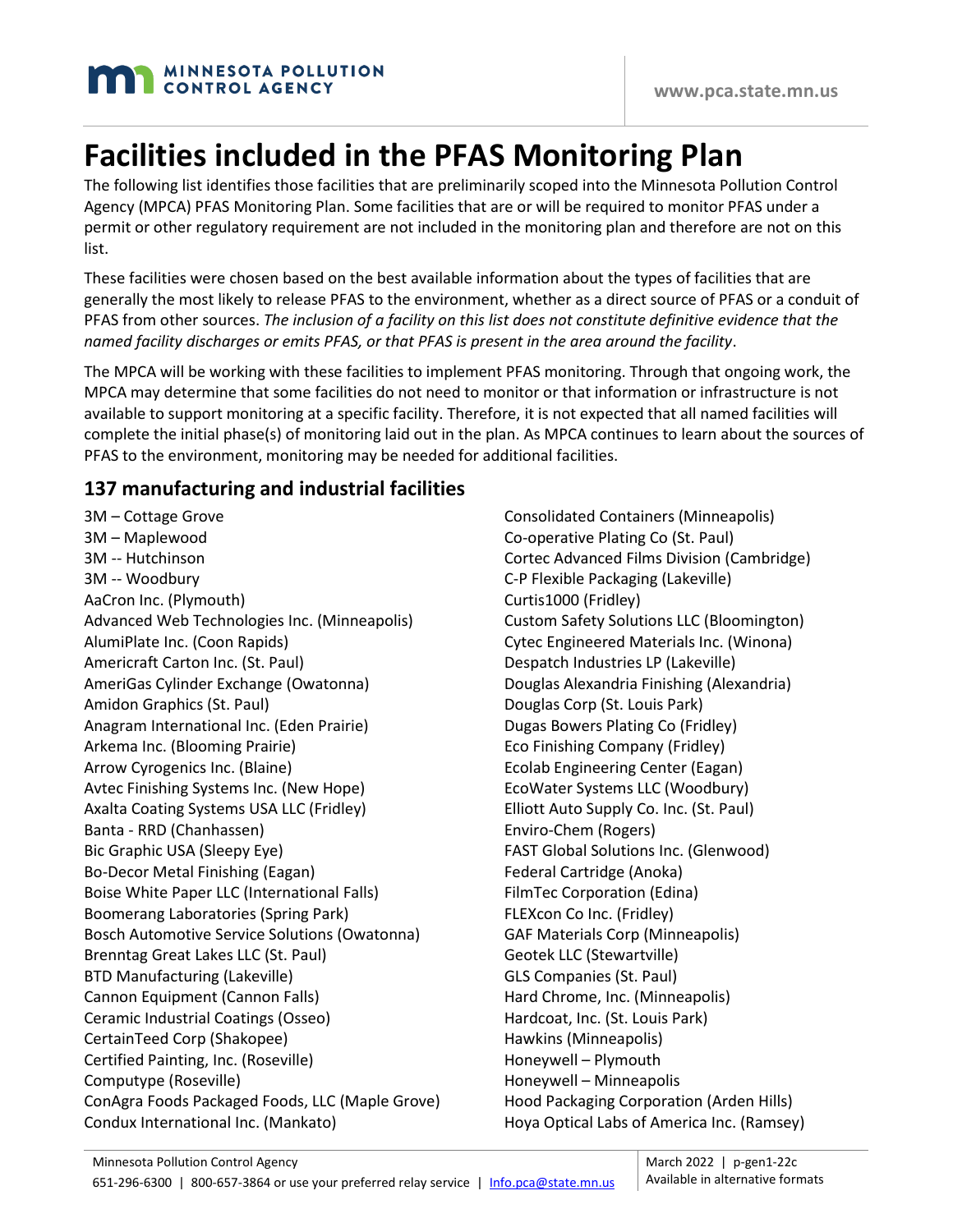# Facilities included in the PFAS Monitoring Plan

The following list identifies those facilities that are preliminarily scoped into the Minnesota Pollution Control Agency (MPCA) PFAS Monitoring Plan. Some facilities that are or will be required to monitor PFAS under a permit or other regulatory requirement are not included in the monitoring plan and therefore are not on this list.

These facilities were chosen based on the best available information about the types of facilities that are generally the most likely to release PFAS to the environment, whether as a direct source of PFAS or a conduit of PFAS from other sources. *The inclusion of a facility on this list does not constitute definitive evidence that the named facility discharges or emits PFAS, or that PFAS is present in the area around the facility*.

The MPCA will be working with these facilities to implement PFAS monitoring. Through that ongoing work, the MPCA may determine that some facilities do not need to monitor or that information or infrastructure is not available to support monitoring at a specific facility. Therefore, it is not expected that all named facilities will complete the initial phase(s) of monitoring laid out in the plan. As MPCA continues to learn about the sources of PFAS to the environment, monitoring may be needed for additional facilities.

## 137 manufacturing and industrial facilities

3M – Cottage Grove
3M – Maplewood
3M -- Hutchinson
3M -- Woodbury
AaCron Inc. (Plymouth)
Advanced Web Technologies Inc. (Minneapolis)
AlumiPlate Inc. (Coon Rapids)
Americraft Carton Inc. (St. Paul)
AmeriGas Cylinder Exchange (Owatonna)
Amidon Graphics (St. Paul)
Anagram International Inc. (Eden Prairie)
Arkema Inc. (Blooming Prairie)
Arrow Cyrogenics Inc. (Blaine)
Avtec Finishing Systems Inc. (New Hope)
Axalta Coating Systems USA LLC (Fridley)
Banta - RRD (Chanhassen)
Bic Graphic USA (Sleepy Eye)
Bo-Decor Metal Finishing (Eagan)
Boise White Paper LLC (International Falls)
Boomerang Laboratories (Spring Park)
Bosch Automotive Service Solutions (Owatonna)
Brenntag Great Lakes LLC (St. Paul)
BTD Manufacturing (Lakeville)
Cannon Equipment (Cannon Falls)
Ceramic Industrial Coatings (Osseo)
CertainTeed Corp (Shakopee)
Certified Painting, Inc. (Roseville)
Computype (Roseville)
ConAgra Foods Packaged Foods, LLC (Maple Grove)
Condux International Inc. (Mankato)
Consolidated Containers (Minneapolis)
Co-operative Plating Co (St. Paul)
Cortec Advanced Films Division (Cambridge)
C-P Flexible Packaging (Lakeville)
Curtis1000 (Fridley)
Custom Safety Solutions LLC (Bloomington)
Cytec Engineered Materials Inc. (Winona)
Despatch Industries LP (Lakeville)
Douglas Alexandria Finishing (Alexandria)
Douglas Corp (St. Louis Park)
Dugas Bowers Plating Co (Fridley)
Eco Finishing Company (Fridley)
Ecolab Engineering Center (Eagan)
EcoWater Systems LLC (Woodbury)
Elliott Auto Supply Co. Inc. (St. Paul)
Enviro-Chem (Rogers)
FAST Global Solutions Inc. (Glenwood)
Federal Cartridge (Anoka)
FilmTec Corporation (Edina)
FLEXcon Co Inc. (Fridley)
GAF Materials Corp (Minneapolis)
Geotek LLC (Stewartville)
GLS Companies (St. Paul)
Hard Chrome, Inc. (Minneapolis)
Hardcoat, Inc. (St. Louis Park)
Hawkins (Minneapolis)
Honeywell – Plymouth
Honeywell – Minneapolis
Hood Packaging Corporation (Arden Hills)
Hoya Optical Labs of America Inc. (Ramsey)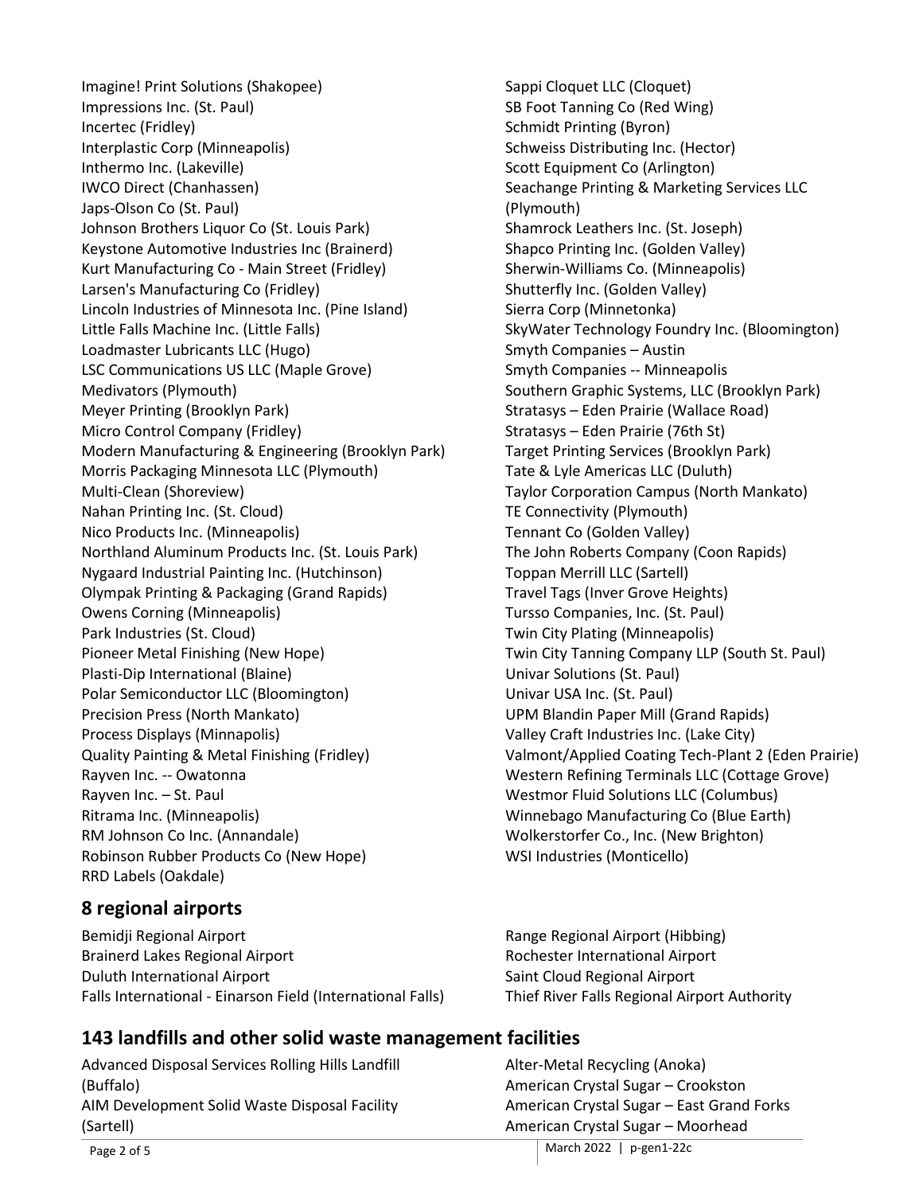Imagine! Print Solutions (Shakopee)
Impressions Inc. (St. Paul)
Incertec (Fridley)
Interplastic Corp (Minneapolis)
Inthermo Inc. (Lakeville)
IWCO Direct (Chanhassen)
Japs-Olson Co (St. Paul)
Johnson Brothers Liquor Co (St. Louis Park)
Keystone Automotive Industries Inc (Brainerd)
Kurt Manufacturing Co - Main Street (Fridley)
Larsen's Manufacturing Co (Fridley)
Lincoln Industries of Minnesota Inc. (Pine Island)
Little Falls Machine Inc. (Little Falls)
Loadmaster Lubricants LLC (Hugo)
LSC Communications US LLC (Maple Grove)
Medivators (Plymouth)
Meyer Printing (Brooklyn Park)
Micro Control Company (Fridley)
Modern Manufacturing & Engineering (Brooklyn Park)
Morris Packaging Minnesota LLC (Plymouth)
Multi-Clean (Shoreview)
Nahan Printing Inc. (St. Cloud)
Nico Products Inc. (Minneapolis)
Northland Aluminum Products Inc. (St. Louis Park)
Nygaard Industrial Painting Inc. (Hutchinson)
Olympak Printing & Packaging (Grand Rapids)
Owens Corning (Minneapolis)
Park Industries (St. Cloud)
Pioneer Metal Finishing (New Hope)
Plasti-Dip International (Blaine)
Polar Semiconductor LLC (Bloomington)
Precision Press (North Mankato)
Process Displays (Minnapolis)
Quality Painting & Metal Finishing (Fridley)
Rayven Inc. -- Owatonna
Rayven Inc. – St. Paul
Ritrama Inc. (Minneapolis)
RM Johnson Co Inc. (Annandale)
Robinson Rubber Products Co (New Hope)
RRD Labels (Oakdale)
Sappi Cloquet LLC (Cloquet)
SB Foot Tanning Co (Red Wing)
Schmidt Printing (Byron)
Schweiss Distributing Inc. (Hector)
Scott Equipment Co (Arlington)
Seachange Printing & Marketing Services LLC (Plymouth)
Shamrock Leathers Inc. (St. Joseph)
Shapco Printing Inc. (Golden Valley)
Sherwin-Williams Co. (Minneapolis)
Shutterfly Inc. (Golden Valley)
Sierra Corp (Minnetonka)
SkyWater Technology Foundry Inc. (Bloomington)
Smyth Companies – Austin
Smyth Companies -- Minneapolis
Southern Graphic Systems, LLC (Brooklyn Park)
Stratasys – Eden Prairie (Wallace Road)
Stratasys – Eden Prairie (76th St)
Target Printing Services (Brooklyn Park)
Tate & Lyle Americas LLC (Duluth)
Taylor Corporation Campus (North Mankato)
TE Connectivity (Plymouth)
Tennant Co (Golden Valley)
The John Roberts Company (Coon Rapids)
Toppan Merrill LLC (Sartell)
Travel Tags (Inver Grove Heights)
Tursso Companies, Inc. (St. Paul)
Twin City Plating (Minneapolis)
Twin City Tanning Company LLP (South St. Paul)
Univar Solutions (St. Paul)
Univar USA Inc. (St. Paul)
UPM Blandin Paper Mill (Grand Rapids)
Valley Craft Industries Inc. (Lake City)
Valmont/Applied Coating Tech-Plant 2 (Eden Prairie)
Western Refining Terminals LLC (Cottage Grove)
Westmor Fluid Solutions LLC (Columbus)
Winnebago Manufacturing Co (Blue Earth)
Wolkerstorfer Co., Inc. (New Brighton)
WSI Industries (Monticello)

## 8 regional airports

Bemidji Regional Airport
Brainerd Lakes Regional Airport
Duluth International Airport
Falls International - Einarson Field (International Falls)
Range Regional Airport (Hibbing)
Rochester International Airport
Saint Cloud Regional Airport
Thief River Falls Regional Airport Authority

## 143 landfills and other solid waste management facilities

Advanced Disposal Services Rolling Hills Landfill (Buffalo)
AIM Development Solid Waste Disposal Facility (Sartell)
Alter-Metal Recycling (Anoka)
American Crystal Sugar – Crookston
American Crystal Sugar – East Grand Forks
American Crystal Sugar – Moorhead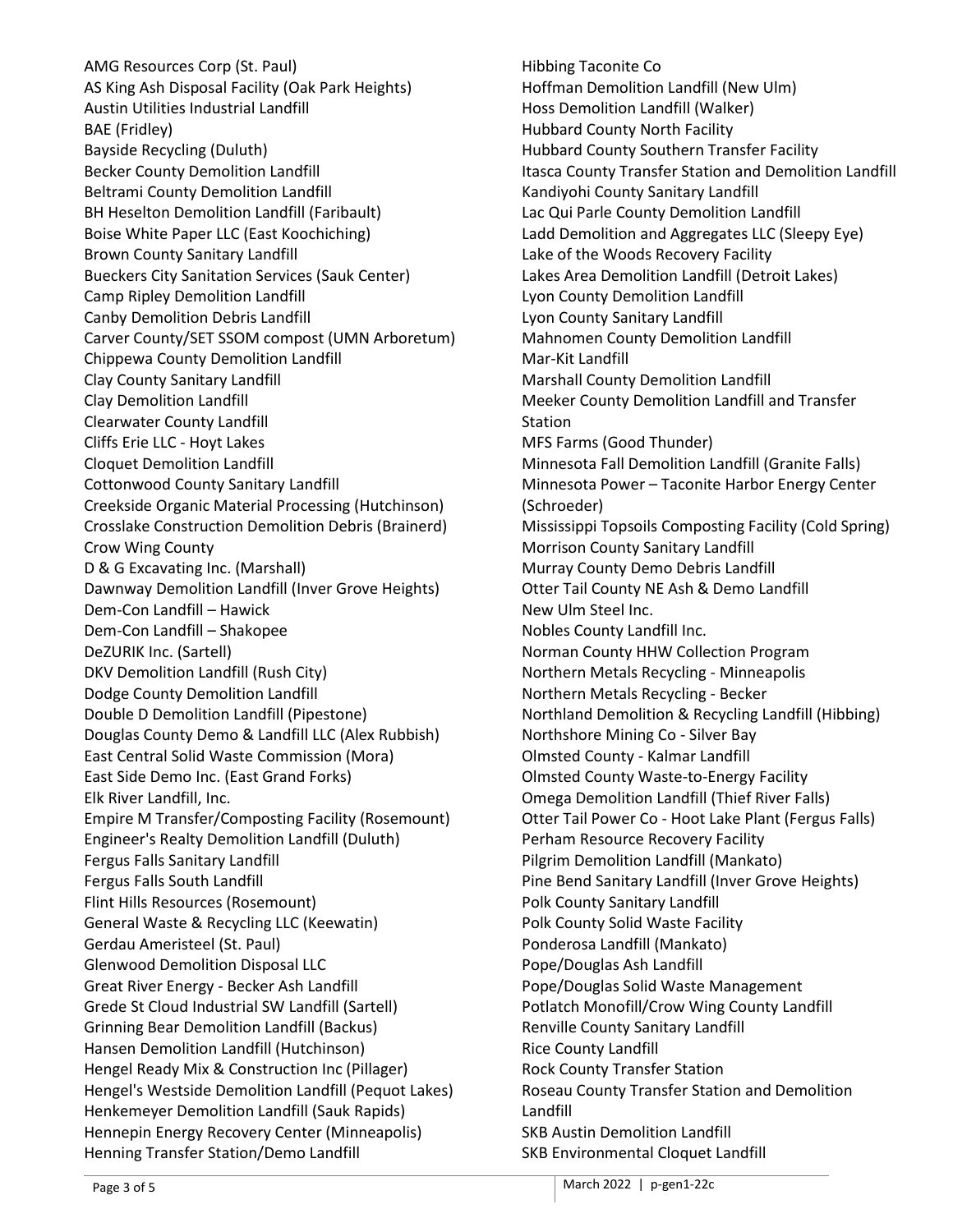AMG Resources Corp (St. Paul)
AS King Ash Disposal Facility (Oak Park Heights)
Austin Utilities Industrial Landfill
BAE (Fridley)
Bayside Recycling (Duluth)
Becker County Demolition Landfill
Beltrami County Demolition Landfill
BH Heselton Demolition Landfill (Faribault)
Boise White Paper LLC (East Koochiching)
Brown County Sanitary Landfill
Bueckers City Sanitation Services (Sauk Center)
Camp Ripley Demolition Landfill
Canby Demolition Debris Landfill
Carver County/SET SSOM compost (UMN Arboretum)
Chippewa County Demolition Landfill
Clay County Sanitary Landfill
Clay Demolition Landfill
Clearwater County Landfill
Cliffs Erie LLC - Hoyt Lakes
Cloquet Demolition Landfill
Cottonwood County Sanitary Landfill
Creekside Organic Material Processing (Hutchinson)
Crosslake Construction Demolition Debris (Brainerd)
Crow Wing County
D & G Excavating Inc. (Marshall)
Dawnway Demolition Landfill (Inver Grove Heights)
Dem-Con Landfill – Hawick
Dem-Con Landfill – Shakopee
DeZURIK Inc. (Sartell)
DKV Demolition Landfill (Rush City)
Dodge County Demolition Landfill
Double D Demolition Landfill (Pipestone)
Douglas County Demo & Landfill LLC (Alex Rubbish)
East Central Solid Waste Commission (Mora)
East Side Demo Inc. (East Grand Forks)
Elk River Landfill, Inc.
Empire M Transfer/Composting Facility (Rosemount)
Engineer's Realty Demolition Landfill (Duluth)
Fergus Falls Sanitary Landfill
Fergus Falls South Landfill
Flint Hills Resources (Rosemount)
General Waste & Recycling LLC (Keewatin)
Gerdau Ameristeel (St. Paul)
Glenwood Demolition Disposal LLC
Great River Energy - Becker Ash Landfill
Grede St Cloud Industrial SW Landfill (Sartell)
Grinning Bear Demolition Landfill (Backus)
Hansen Demolition Landfill (Hutchinson)
Hengel Ready Mix & Construction Inc (Pillager)
Hengel's Westside Demolition Landfill (Pequot Lakes)
Henkemeyer Demolition Landfill (Sauk Rapids)
Hennepin Energy Recovery Center (Minneapolis)
Henning Transfer Station/Demo Landfill
Hibbing Taconite Co
Hoffman Demolition Landfill (New Ulm)
Hoss Demolition Landfill (Walker)
Hubbard County North Facility
Hubbard County Southern Transfer Facility
Itasca County Transfer Station and Demolition Landfill
Kandiyohi County Sanitary Landfill
Lac Qui Parle County Demolition Landfill
Ladd Demolition and Aggregates LLC (Sleepy Eye)
Lake of the Woods Recovery Facility
Lakes Area Demolition Landfill (Detroit Lakes)
Lyon County Demolition Landfill
Lyon County Sanitary Landfill
Mahnomen County Demolition Landfill
Mar-Kit Landfill
Marshall County Demolition Landfill
Meeker County Demolition Landfill and Transfer Station
MFS Farms (Good Thunder)
Minnesota Fall Demolition Landfill (Granite Falls)
Minnesota Power – Taconite Harbor Energy Center (Schroeder)
Mississippi Topsoils Composting Facility (Cold Spring)
Morrison County Sanitary Landfill
Murray County Demo Debris Landfill
Otter Tail County NE Ash & Demo Landfill
New Ulm Steel Inc.
Nobles County Landfill Inc.
Norman County HHW Collection Program
Northern Metals Recycling - Minneapolis
Northern Metals Recycling - Becker
Northland Demolition & Recycling Landfill (Hibbing)
Northshore Mining Co - Silver Bay
Olmsted County - Kalmar Landfill
Olmsted County Waste-to-Energy Facility
Omega Demolition Landfill (Thief River Falls)
Otter Tail Power Co - Hoot Lake Plant (Fergus Falls)
Perham Resource Recovery Facility
Pilgrim Demolition Landfill (Mankato)
Pine Bend Sanitary Landfill (Inver Grove Heights)
Polk County Sanitary Landfill
Polk County Solid Waste Facility
Ponderosa Landfill (Mankato)
Pope/Douglas Ash Landfill
Pope/Douglas Solid Waste Management
Potlatch Monofill/Crow Wing County Landfill
Renville County Sanitary Landfill
Rice County Landfill
Rock County Transfer Station
Roseau County Transfer Station and Demolition Landfill
SKB Austin Demolition Landfill
SKB Environmental Cloquet Landfill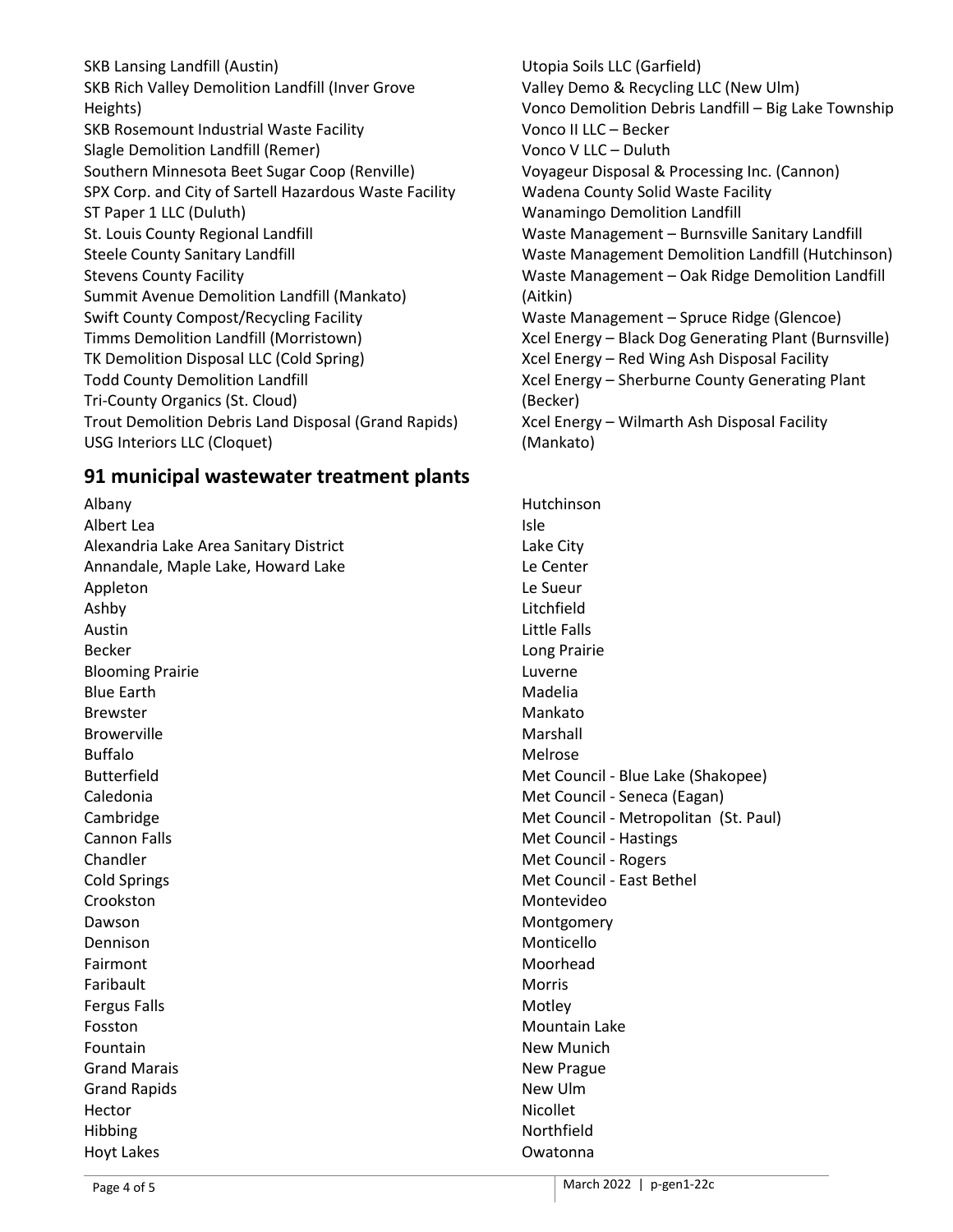SKB Lansing Landfill (Austin)
SKB Rich Valley Demolition Landfill (Inver Grove Heights)
SKB Rosemount Industrial Waste Facility
Slagle Demolition Landfill (Remer)
Southern Minnesota Beet Sugar Coop (Renville)
SPX Corp. and City of Sartell Hazardous Waste Facility
ST Paper 1 LLC (Duluth)
St. Louis County Regional Landfill
Steele County Sanitary Landfill
Stevens County Facility
Summit Avenue Demolition Landfill (Mankato)
Swift County Compost/Recycling Facility
Timms Demolition Landfill (Morristown)
TK Demolition Disposal LLC (Cold Spring)
Todd County Demolition Landfill
Tri-County Organics (St. Cloud)
Trout Demolition Debris Land Disposal (Grand Rapids)
USG Interiors LLC (Cloquet)
Utopia Soils LLC (Garfield)
Valley Demo & Recycling LLC (New Ulm)
Vonco Demolition Debris Landfill – Big Lake Township
Vonco II LLC – Becker
Vonco V LLC – Duluth
Voyageur Disposal & Processing Inc. (Cannon)
Wadena County Solid Waste Facility
Wanamingo Demolition Landfill
Waste Management – Burnsville Sanitary Landfill
Waste Management Demolition Landfill (Hutchinson)
Waste Management – Oak Ridge Demolition Landfill (Aitkin)
Waste Management – Spruce Ridge (Glencoe)
Xcel Energy – Black Dog Generating Plant (Burnsville)
Xcel Energy – Red Wing Ash Disposal Facility
Xcel Energy – Sherburne County Generating Plant (Becker)
Xcel Energy – Wilmarth Ash Disposal Facility (Mankato)

## 91 municipal wastewater treatment plants

Albany
Albert Lea
Alexandria Lake Area Sanitary District
Annandale, Maple Lake, Howard Lake
Appleton
Ashby
Austin
Becker
Blooming Prairie
Blue Earth
Brewster
Browerville
Buffalo
Butterfield
Caledonia
Cambridge
Cannon Falls
Chandler
Cold Springs
Crookston
Dawson
Dennison
Fairmont
Faribault
Fergus Falls
Fosston
Fountain
Grand Marais
Grand Rapids
Hector
Hibbing
Hoyt Lakes
Hutchinson
Isle
Lake City
Le Center
Le Sueur
Litchfield
Little Falls
Long Prairie
Luverne
Madelia
Mankato
Marshall
Melrose
Met Council - Blue Lake (Shakopee)
Met Council - Seneca (Eagan)
Met Council - Metropolitan (St. Paul)
Met Council - Hastings
Met Council - Rogers
Met Council - East Bethel
Montevideo
Montgomery
Monticello
Moorhead
Morris
Motley
Mountain Lake
New Munich
New Prague
New Ulm
Nicollet
Northfield
Owatonna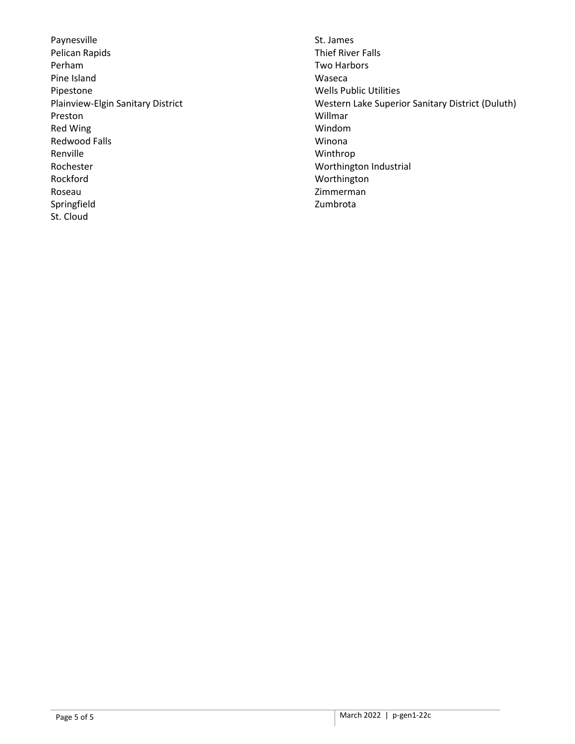Paynesville
Pelican Rapids
Perham
Pine Island
Pipestone
Plainview-Elgin Sanitary District
Preston
Red Wing
Redwood Falls
Renville
Rochester
Rockford
Roseau
Springfield
St. Cloud
St. James
Thief River Falls
Two Harbors
Waseca
Wells Public Utilities
Western Lake Superior Sanitary District (Duluth)
Willmar
Windom
Winona
Winthrop
Worthington Industrial
Worthington
Zimmerman
Zumbrota